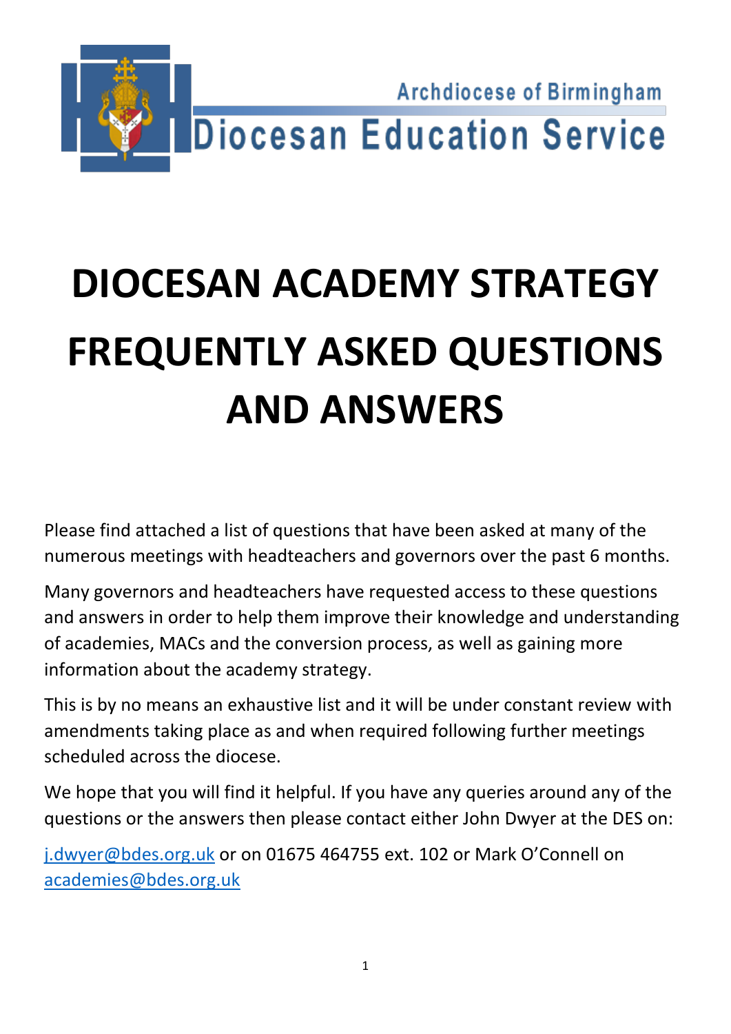Archdiocese of Birmingham

Diocesan Education Service

# DIOCESAN ACADEMY STRATEGY FREQUENTLY ASKED QUESTIONS AND ANSWERS

Please find attached a list of questions that have been asked at many of the numerous meetings with headteachers and governors over the past 6 months.

Many governors and headteachers have requested access to these questions and answers in order to help them improve their knowledge and understanding of academies, MACs and the conversion process, as well as gaining more information about the academy strategy.

This is by no means an exhaustive list and it will be under constant review with amendments taking place as and when required following further meetings scheduled across the diocese.

We hope that you will find it helpful. If you have any queries around any of the questions or the answers then please contact either John Dwyer at the DES on:

j.dwyer@bdes.org.uk or on 01675 464755 ext. 102 or Mark O'Connell on academies@bdes.org.uk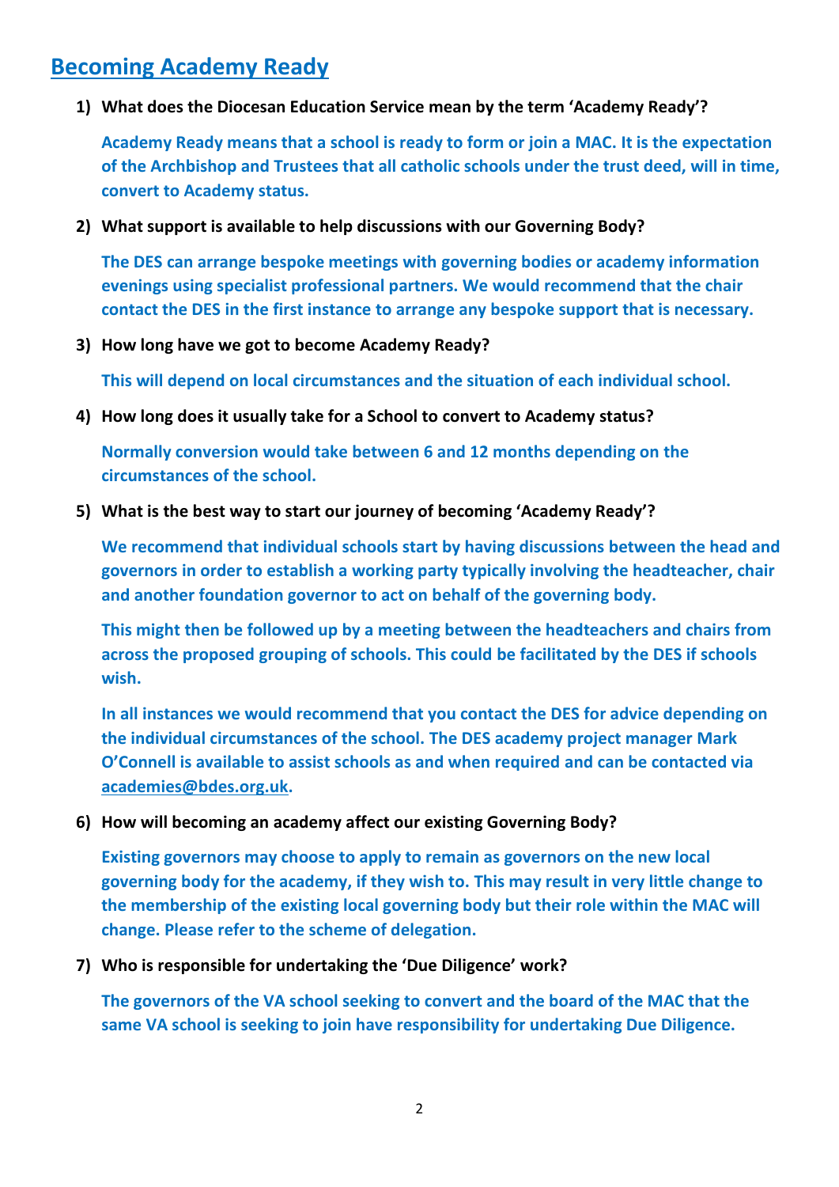## Becoming Academy Ready

1) **What does the Diocesan Education Service mean by the term 'Academy Ready'?**

   **Academy Ready means that a school is ready to form or join a MAC. It is the expectation of the Archbishop and Trustees that all catholic schools under the trust deed, will in time, convert to Academy status.**

2) **What support is available to help discussions with our Governing Body?**

   **The DES can arrange bespoke meetings with governing bodies or academy information evenings using specialist professional partners. We would recommend that the chair contact the DES in the first instance to arrange any bespoke support that is necessary.**

3) **How long have we got to become Academy Ready?**

   **This will depend on local circumstances and the situation of each individual school.**

4) **How long does it usually take for a School to convert to Academy status?**

   **Normally conversion would take between 6 and 12 months depending on the circumstances of the school.**

5) **What is the best way to start our journey of becoming 'Academy Ready'?**

   **We recommend that individual schools start by having discussions between the head and governors in order to establish a working party typically involving the headteacher, chair and another foundation governor to act on behalf of the governing body.**

   **This might then be followed up by a meeting between the headteachers and chairs from across the proposed grouping of schools. This could be facilitated by the DES if schools wish.**

   **In all instances we would recommend that you contact the DES for advice depending on the individual circumstances of the school. The DES academy project manager Mark O'Connell is available to assist schools as and when required and can be contacted via academies@bdes.org.uk.**

6) **How will becoming an academy affect our existing Governing Body?**

   **Existing governors may choose to apply to remain as governors on the new local governing body for the academy, if they wish to. This may result in very little change to the membership of the existing local governing body but their role within the MAC will change. Please refer to the scheme of delegation.**

7) **Who is responsible for undertaking the 'Due Diligence' work?**

   **The governors of the VA school seeking to convert and the board of the MAC that the same VA school is seeking to join have responsibility for undertaking Due Diligence.**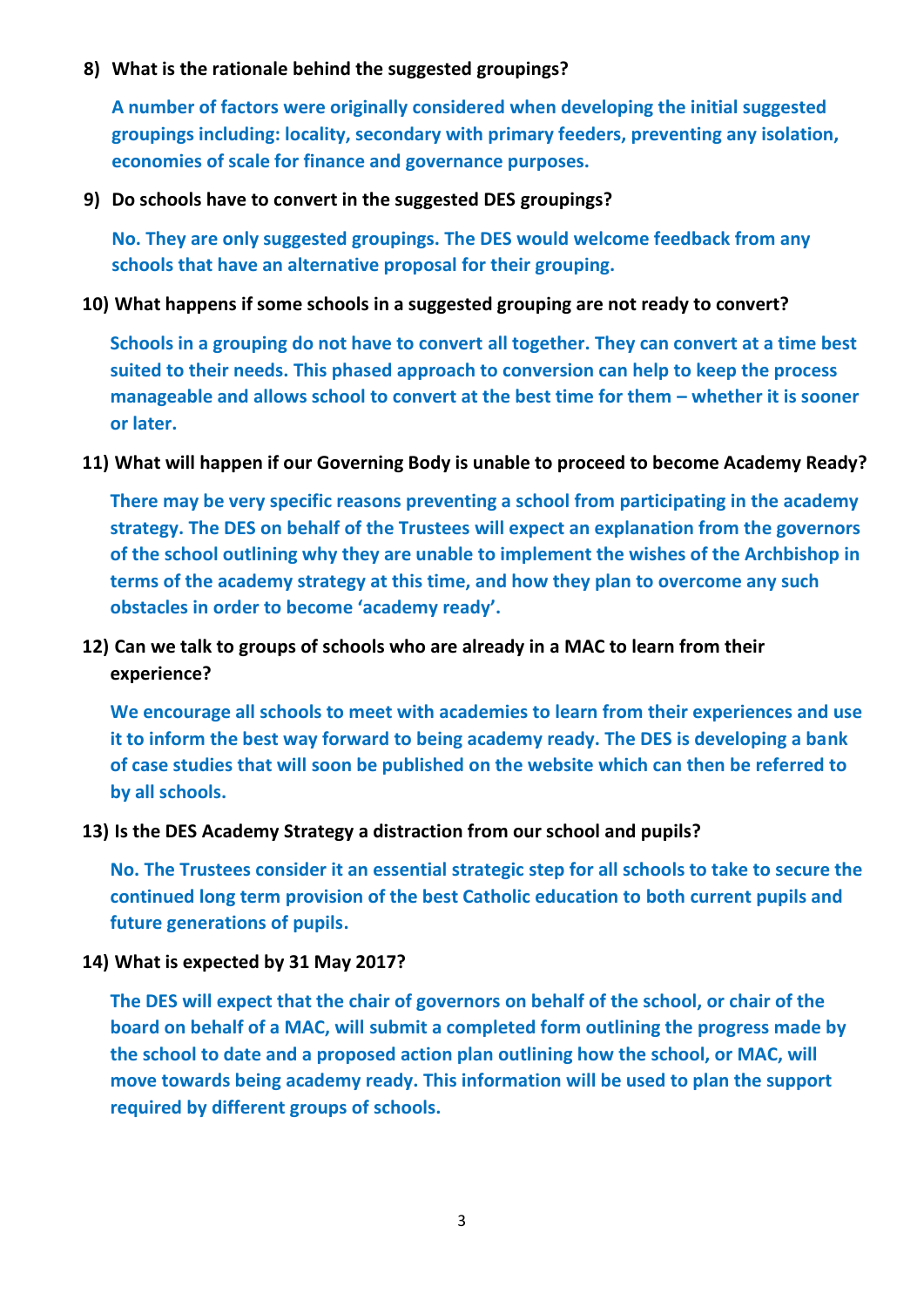**8) What is the rationale behind the suggested groupings?**

**A number of factors were originally considered when developing the initial suggested groupings including: locality, secondary with primary feeders, preventing any isolation, economies of scale for finance and governance purposes.**

**9) Do schools have to convert in the suggested DES groupings?**

**No. They are only suggested groupings. The DES would welcome feedback from any schools that have an alternative proposal for their grouping.**

**10) What happens if some schools in a suggested grouping are not ready to convert?**

**Schools in a grouping do not have to convert all together. They can convert at a time best suited to their needs. This phased approach to conversion can help to keep the process manageable and allows school to convert at the best time for them – whether it is sooner or later.**

**11) What will happen if our Governing Body is unable to proceed to become Academy Ready?**

**There may be very specific reasons preventing a school from participating in the academy strategy. The DES on behalf of the Trustees will expect an explanation from the governors of the school outlining why they are unable to implement the wishes of the Archbishop in terms of the academy strategy at this time, and how they plan to overcome any such obstacles in order to become 'academy ready'.**

**12) Can we talk to groups of schools who are already in a MAC to learn from their experience?**

**We encourage all schools to meet with academies to learn from their experiences and use it to inform the best way forward to being academy ready. The DES is developing a bank of case studies that will soon be published on the website which can then be referred to by all schools.**

**13) Is the DES Academy Strategy a distraction from our school and pupils?**

**No. The Trustees consider it an essential strategic step for all schools to take to secure the continued long term provision of the best Catholic education to both current pupils and future generations of pupils.**

**14) What is expected by 31 May 2017?**

**The DES will expect that the chair of governors on behalf of the school, or chair of the board on behalf of a MAC, will submit a completed form outlining the progress made by the school to date and a proposed action plan outlining how the school, or MAC, will move towards being academy ready. This information will be used to plan the support required by different groups of schools.**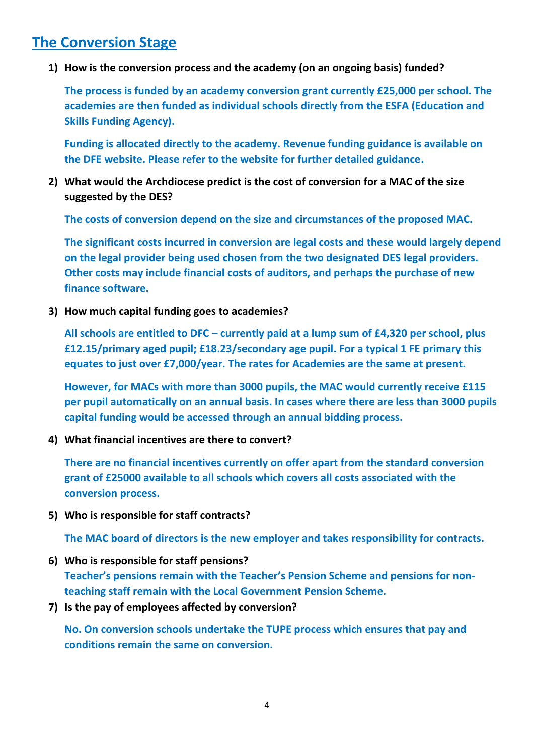## The Conversion Stage

1) **How is the conversion process and the academy (on an ongoing basis) funded?**

   **The process is funded by an academy conversion grant currently £25,000 per school. The academies are then funded as individual schools directly from the ESFA (Education and Skills Funding Agency).**

   **Funding is allocated directly to the academy. Revenue funding guidance is available on the DFE website. Please refer to the website for further detailed guidance.**

2) **What would the Archdiocese predict is the cost of conversion for a MAC of the size suggested by the DES?**

   **The costs of conversion depend on the size and circumstances of the proposed MAC.**

   **The significant costs incurred in conversion are legal costs and these would largely depend on the legal provider being used chosen from the two designated DES legal providers. Other costs may include financial costs of auditors, and perhaps the purchase of new finance software.**

3) **How much capital funding goes to academies?**

   **All schools are entitled to DFC – currently paid at a lump sum of £4,320 per school, plus £12.15/primary aged pupil; £18.23/secondary age pupil. For a typical 1 FE primary this equates to just over £7,000/year. The rates for Academies are the same at present.**

   **However, for MACs with more than 3000 pupils, the MAC would currently receive £115 per pupil automatically on an annual basis. In cases where there are less than 3000 pupils capital funding would be accessed through an annual bidding process.**

4) **What financial incentives are there to convert?**

   **There are no financial incentives currently on offer apart from the standard conversion grant of £25000 available to all schools which covers all costs associated with the conversion process.**

5) **Who is responsible for staff contracts?**

   **The MAC board of directors is the new employer and takes responsibility for contracts.**

6) **Who is responsible for staff pensions?**

   **Teacher's pensions remain with the Teacher's Pension Scheme and pensions for non-teaching staff remain with the Local Government Pension Scheme.**

7) **Is the pay of employees affected by conversion?**

   **No. On conversion schools undertake the TUPE process which ensures that pay and conditions remain the same on conversion.**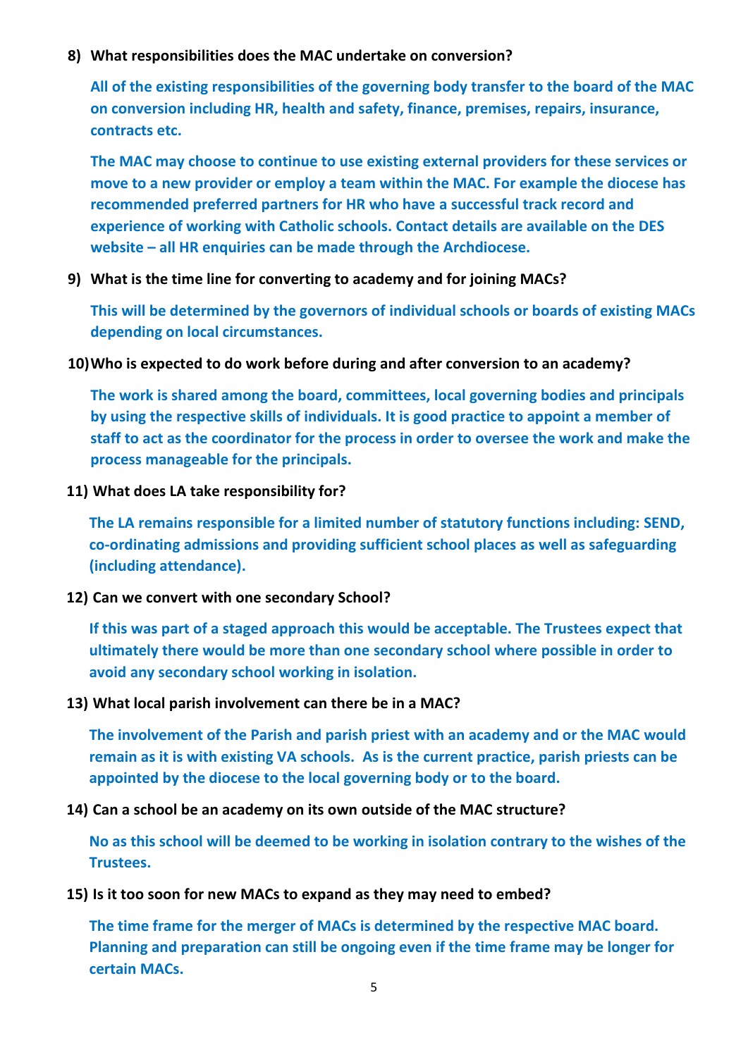**8) What responsibilities does the MAC undertake on conversion?**

**All of the existing responsibilities of the governing body transfer to the board of the MAC on conversion including HR, health and safety, finance, premises, repairs, insurance, contracts etc.**

**The MAC may choose to continue to use existing external providers for these services or move to a new provider or employ a team within the MAC. For example the diocese has recommended preferred partners for HR who have a successful track record and experience of working with Catholic schools. Contact details are available on the DES website – all HR enquiries can be made through the Archdiocese.**

**9) What is the time line for converting to academy and for joining MACs?**

**This will be determined by the governors of individual schools or boards of existing MACs depending on local circumstances.**

**10) Who is expected to do work before during and after conversion to an academy?**

**The work is shared among the board, committees, local governing bodies and principals by using the respective skills of individuals. It is good practice to appoint a member of staff to act as the coordinator for the process in order to oversee the work and make the process manageable for the principals.**

**11) What does LA take responsibility for?**

**The LA remains responsible for a limited number of statutory functions including: SEND, co-ordinating admissions and providing sufficient school places as well as safeguarding (including attendance).**

**12) Can we convert with one secondary School?**

**If this was part of a staged approach this would be acceptable. The Trustees expect that ultimately there would be more than one secondary school where possible in order to avoid any secondary school working in isolation.**

**13) What local parish involvement can there be in a MAC?**

**The involvement of the Parish and parish priest with an academy and or the MAC would remain as it is with existing VA schools. As is the current practice, parish priests can be appointed by the diocese to the local governing body or to the board.**

**14) Can a school be an academy on its own outside of the MAC structure?**

**No as this school will be deemed to be working in isolation contrary to the wishes of the Trustees.**

**15) Is it too soon for new MACs to expand as they may need to embed?**

**The time frame for the merger of MACs is determined by the respective MAC board. Planning and preparation can still be ongoing even if the time frame may be longer for certain MACs.**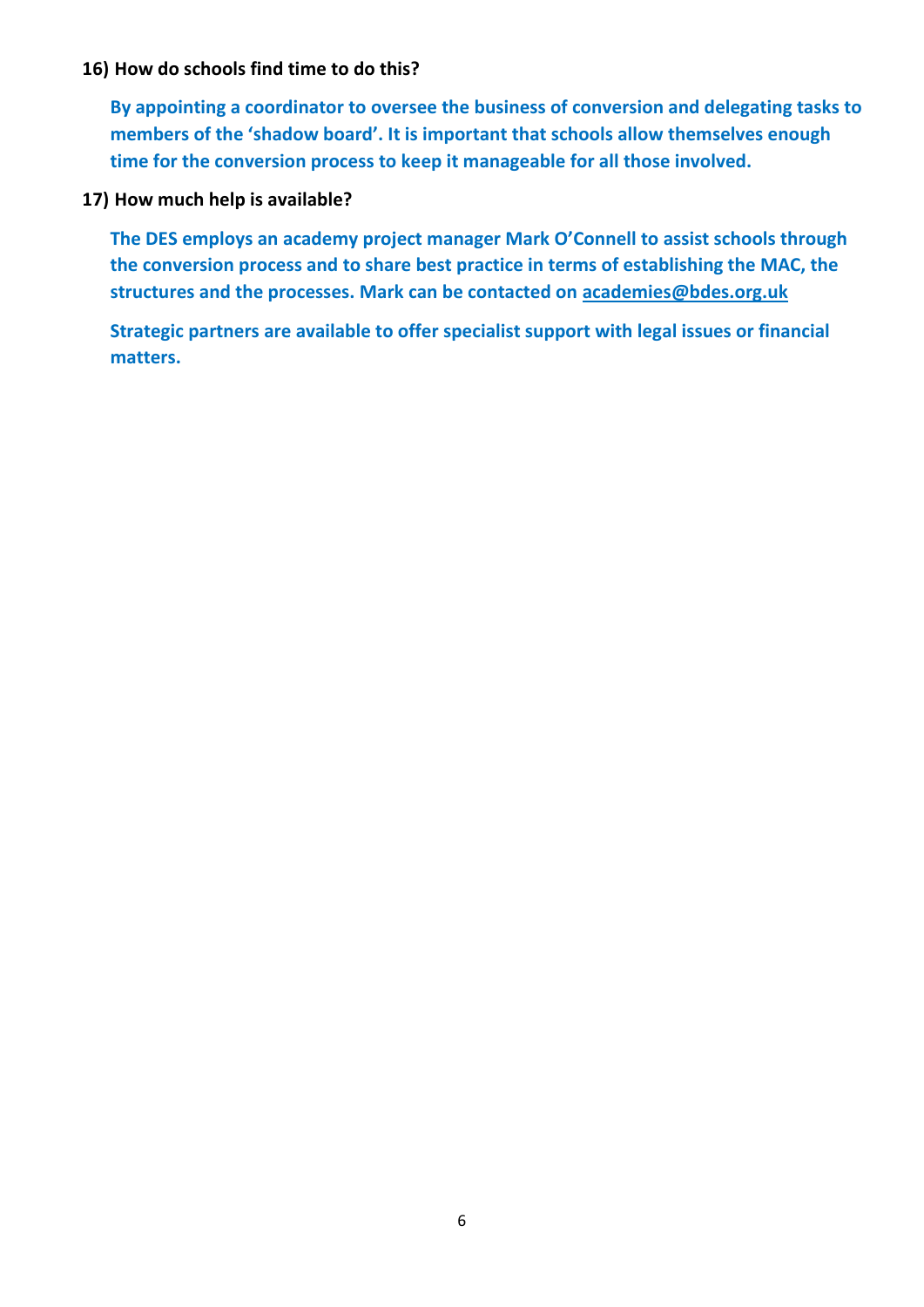**16) How do schools find time to do this?**

**By appointing a coordinator to oversee the business of conversion and delegating tasks to members of the 'shadow board'. It is important that schools allow themselves enough time for the conversion process to keep it manageable for all those involved.**

**17) How much help is available?**

**The DES employs an academy project manager Mark O'Connell to assist schools through the conversion process and to share best practice in terms of establishing the MAC, the structures and the processes. Mark can be contacted on academies@bdes.org.uk**

**Strategic partners are available to offer specialist support with legal issues or financial matters.**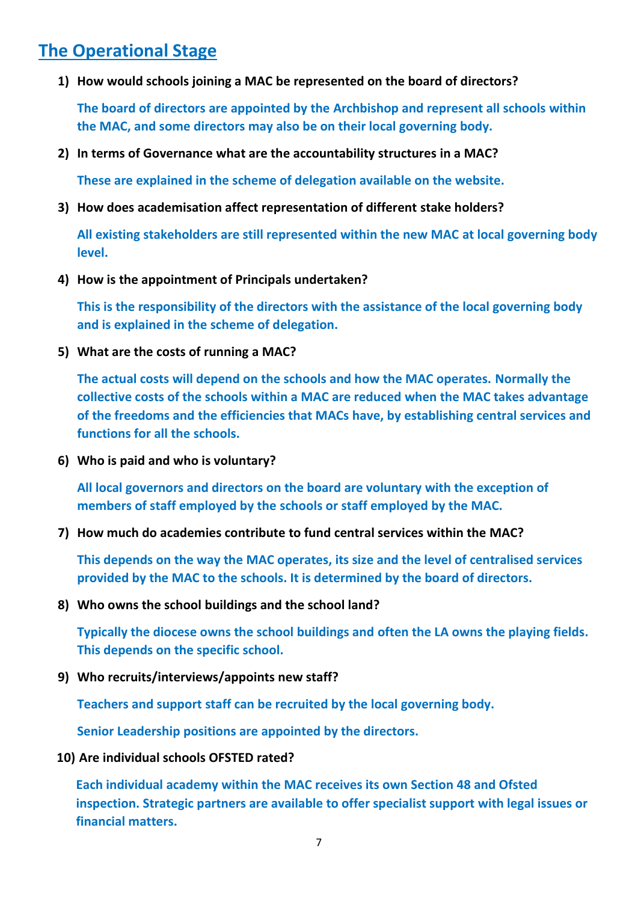## The Operational Stage

1) **How would schools joining a MAC be represented on the board of directors?**

   **The board of directors are appointed by the Archbishop and represent all schools within the MAC, and some directors may also be on their local governing body.**

2) **In terms of Governance what are the accountability structures in a MAC?**

   **These are explained in the scheme of delegation available on the website.**

3) **How does academisation affect representation of different stake holders?**

   **All existing stakeholders are still represented within the new MAC at local governing body level.**

4) **How is the appointment of Principals undertaken?**

   **This is the responsibility of the directors with the assistance of the local governing body and is explained in the scheme of delegation.**

5) **What are the costs of running a MAC?**

   **The actual costs will depend on the schools and how the MAC operates. Normally the collective costs of the schools within a MAC are reduced when the MAC takes advantage of the freedoms and the efficiencies that MACs have, by establishing central services and functions for all the schools.**

6) **Who is paid and who is voluntary?**

   **All local governors and directors on the board are voluntary with the exception of members of staff employed by the schools or staff employed by the MAC.**

7) **How much do academies contribute to fund central services within the MAC?**

   **This depends on the way the MAC operates, its size and the level of centralised services provided by the MAC to the schools. It is determined by the board of directors.**

8) **Who owns the school buildings and the school land?**

   **Typically the diocese owns the school buildings and often the LA owns the playing fields. This depends on the specific school.**

9) **Who recruits/interviews/appoints new staff?**

   **Teachers and support staff can be recruited by the local governing body.**

   **Senior Leadership positions are appointed by the directors.**

10) **Are individual schools OFSTED rated?**

    **Each individual academy within the MAC receives its own Section 48 and Ofsted inspection. Strategic partners are available to offer specialist support with legal issues or financial matters.**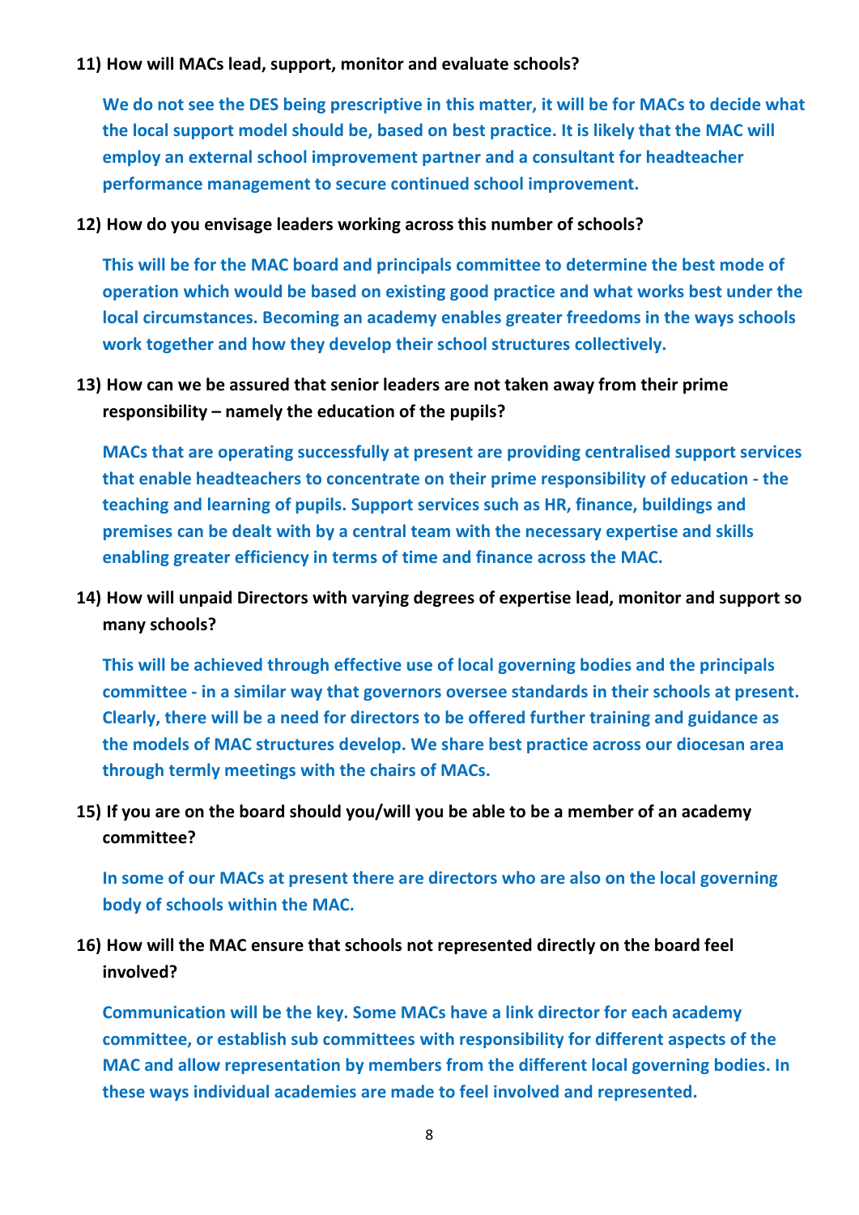**11) How will MACs lead, support, monitor and evaluate schools?**

**We do not see the DES being prescriptive in this matter, it will be for MACs to decide what the local support model should be, based on best practice. It is likely that the MAC will employ an external school improvement partner and a consultant for headteacher performance management to secure continued school improvement.**

**12) How do you envisage leaders working across this number of schools?**

**This will be for the MAC board and principals committee to determine the best mode of operation which would be based on existing good practice and what works best under the local circumstances. Becoming an academy enables greater freedoms in the ways schools work together and how they develop their school structures collectively.**

**13) How can we be assured that senior leaders are not taken away from their prime responsibility – namely the education of the pupils?**

**MACs that are operating successfully at present are providing centralised support services that enable headteachers to concentrate on their prime responsibility of education - the teaching and learning of pupils. Support services such as HR, finance, buildings and premises can be dealt with by a central team with the necessary expertise and skills enabling greater efficiency in terms of time and finance across the MAC.**

**14) How will unpaid Directors with varying degrees of expertise lead, monitor and support so many schools?**

**This will be achieved through effective use of local governing bodies and the principals committee - in a similar way that governors oversee standards in their schools at present. Clearly, there will be a need for directors to be offered further training and guidance as the models of MAC structures develop. We share best practice across our diocesan area through termly meetings with the chairs of MACs.**

**15) If you are on the board should you/will you be able to be a member of an academy committee?**

**In some of our MACs at present there are directors who are also on the local governing body of schools within the MAC.**

**16) How will the MAC ensure that schools not represented directly on the board feel involved?**

**Communication will be the key. Some MACs have a link director for each academy committee, or establish sub committees with responsibility for different aspects of the MAC and allow representation by members from the different local governing bodies. In these ways individual academies are made to feel involved and represented.**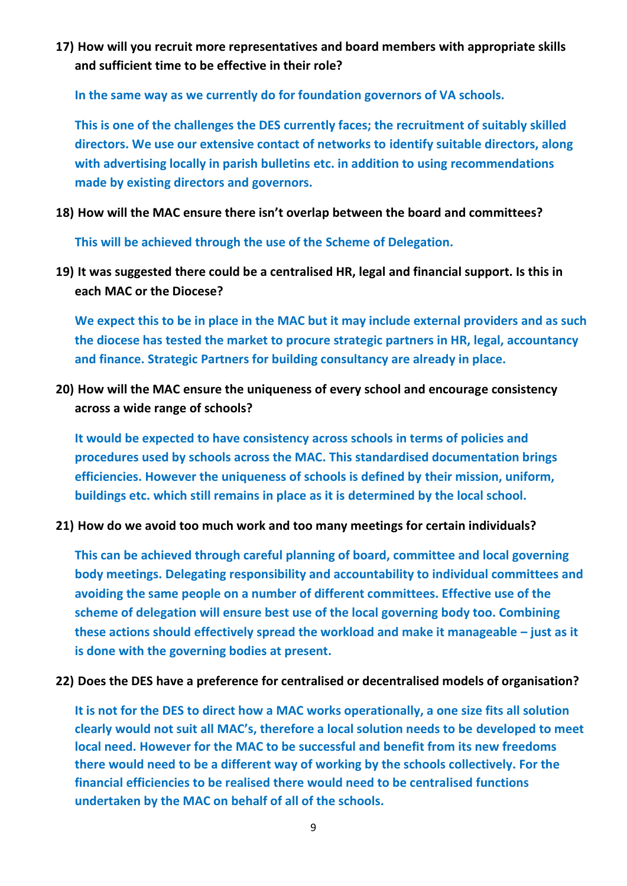**17) How will you recruit more representatives and board members with appropriate skills and sufficient time to be effective in their role?**

**In the same way as we currently do for foundation governors of VA schools.**

**This is one of the challenges the DES currently faces; the recruitment of suitably skilled directors. We use our extensive contact of networks to identify suitable directors, along with advertising locally in parish bulletins etc. in addition to using recommendations made by existing directors and governors.**

**18) How will the MAC ensure there isn't overlap between the board and committees?**

**This will be achieved through the use of the Scheme of Delegation.**

**19) It was suggested there could be a centralised HR, legal and financial support. Is this in each MAC or the Diocese?**

**We expect this to be in place in the MAC but it may include external providers and as such the diocese has tested the market to procure strategic partners in HR, legal, accountancy and finance. Strategic Partners for building consultancy are already in place.**

**20) How will the MAC ensure the uniqueness of every school and encourage consistency across a wide range of schools?**

**It would be expected to have consistency across schools in terms of policies and procedures used by schools across the MAC. This standardised documentation brings efficiencies. However the uniqueness of schools is defined by their mission, uniform, buildings etc. which still remains in place as it is determined by the local school.**

**21) How do we avoid too much work and too many meetings for certain individuals?**

**This can be achieved through careful planning of board, committee and local governing body meetings. Delegating responsibility and accountability to individual committees and avoiding the same people on a number of different committees. Effective use of the scheme of delegation will ensure best use of the local governing body too. Combining these actions should effectively spread the workload and make it manageable – just as it is done with the governing bodies at present.**

**22) Does the DES have a preference for centralised or decentralised models of organisation?**

**It is not for the DES to direct how a MAC works operationally, a one size fits all solution clearly would not suit all MAC's, therefore a local solution needs to be developed to meet local need. However for the MAC to be successful and benefit from its new freedoms there would need to be a different way of working by the schools collectively. For the financial efficiencies to be realised there would need to be centralised functions undertaken by the MAC on behalf of all of the schools.**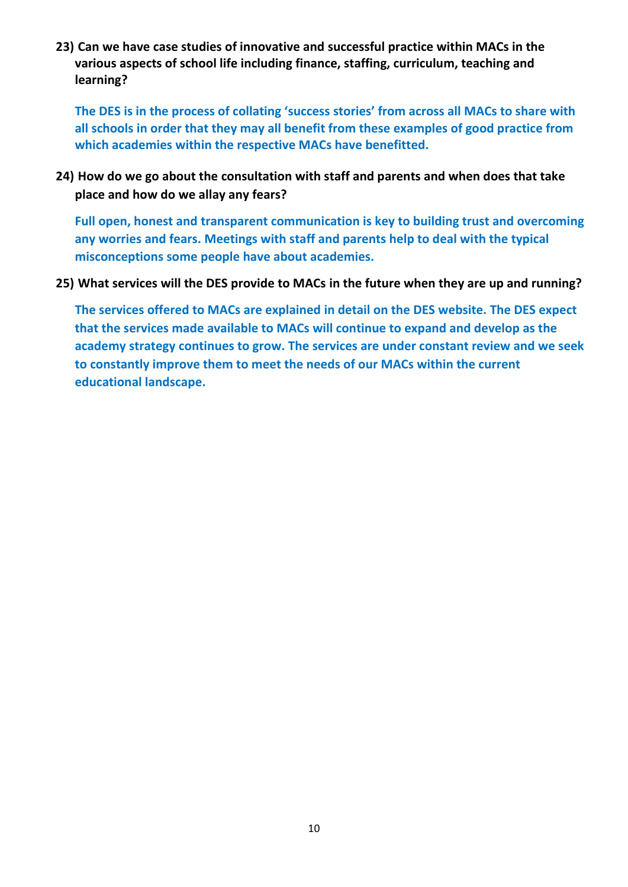**23) Can we have case studies of innovative and successful practice within MACs in the various aspects of school life including finance, staffing, curriculum, teaching and learning?**

**The DES is in the process of collating 'success stories' from across all MACs to share with all schools in order that they may all benefit from these examples of good practice from which academies within the respective MACs have benefitted.**

**24) How do we go about the consultation with staff and parents and when does that take place and how do we allay any fears?**

**Full open, honest and transparent communication is key to building trust and overcoming any worries and fears. Meetings with staff and parents help to deal with the typical misconceptions some people have about academies.**

**25) What services will the DES provide to MACs in the future when they are up and running?**

**The services offered to MACs are explained in detail on the DES website. The DES expect that the services made available to MACs will continue to expand and develop as the academy strategy continues to grow. The services are under constant review and we seek to constantly improve them to meet the needs of our MACs within the current educational landscape.**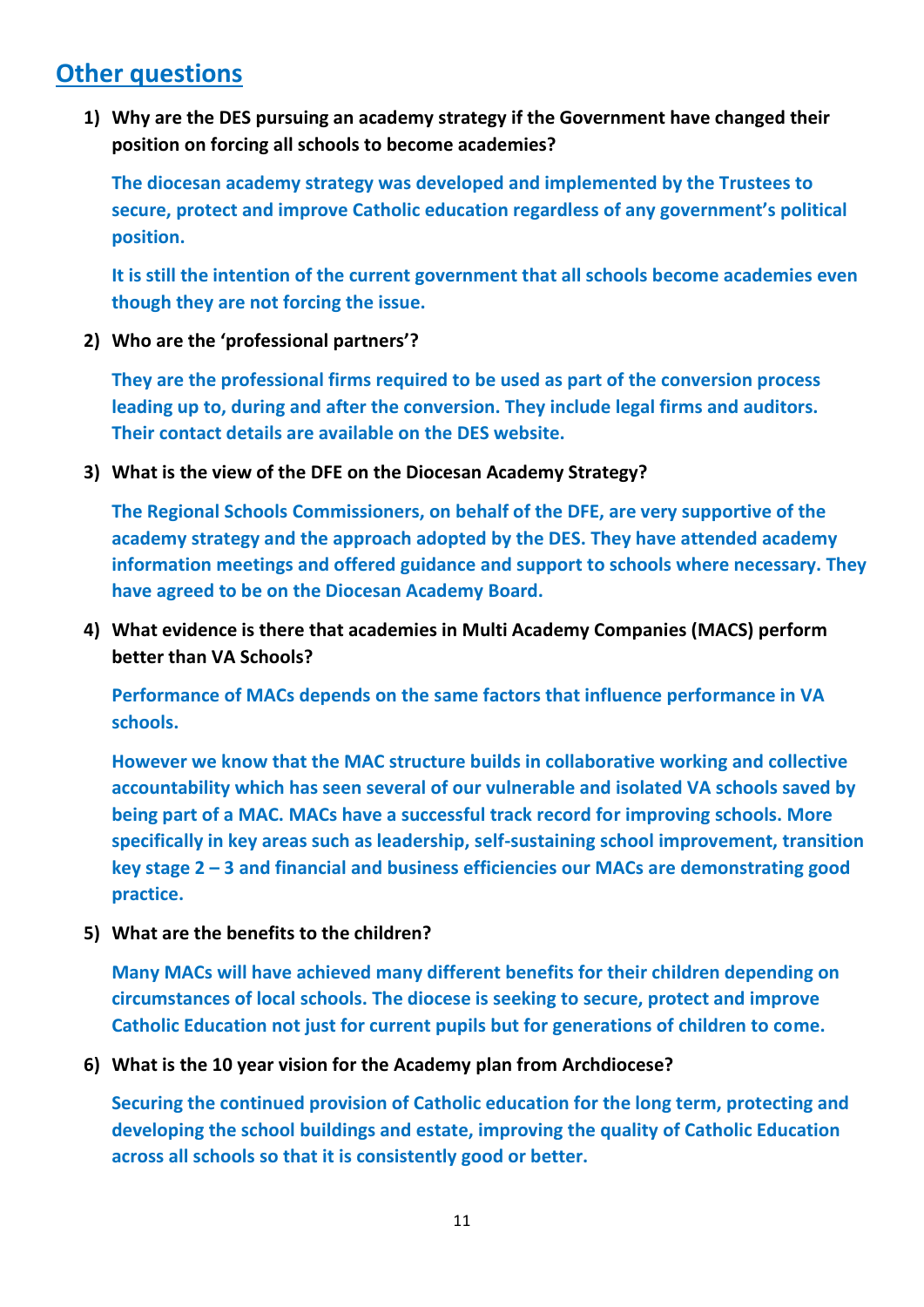## Other questions

1) **Why are the DES pursuing an academy strategy if the Government have changed their position on forcing all schools to become academies?**

   **The diocesan academy strategy was developed and implemented by the Trustees to secure, protect and improve Catholic education regardless of any government's political position.**

   **It is still the intention of the current government that all schools become academies even though they are not forcing the issue.**

2) **Who are the 'professional partners'?**

   **They are the professional firms required to be used as part of the conversion process leading up to, during and after the conversion. They include legal firms and auditors. Their contact details are available on the DES website.**

3) **What is the view of the DFE on the Diocesan Academy Strategy?**

   **The Regional Schools Commissioners, on behalf of the DFE, are very supportive of the academy strategy and the approach adopted by the DES. They have attended academy information meetings and offered guidance and support to schools where necessary. They have agreed to be on the Diocesan Academy Board.**

4) **What evidence is there that academies in Multi Academy Companies (MACS) perform better than VA Schools?**

   **Performance of MACs depends on the same factors that influence performance in VA schools.**

   **However we know that the MAC structure builds in collaborative working and collective accountability which has seen several of our vulnerable and isolated VA schools saved by being part of a MAC. MACs have a successful track record for improving schools. More specifically in key areas such as leadership, self-sustaining school improvement, transition key stage 2 – 3 and financial and business efficiencies our MACs are demonstrating good practice.**

5) **What are the benefits to the children?**

   **Many MACs will have achieved many different benefits for their children depending on circumstances of local schools. The diocese is seeking to secure, protect and improve Catholic Education not just for current pupils but for generations of children to come.**

6) **What is the 10 year vision for the Academy plan from Archdiocese?**

   **Securing the continued provision of Catholic education for the long term, protecting and developing the school buildings and estate, improving the quality of Catholic Education across all schools so that it is consistently good or better.**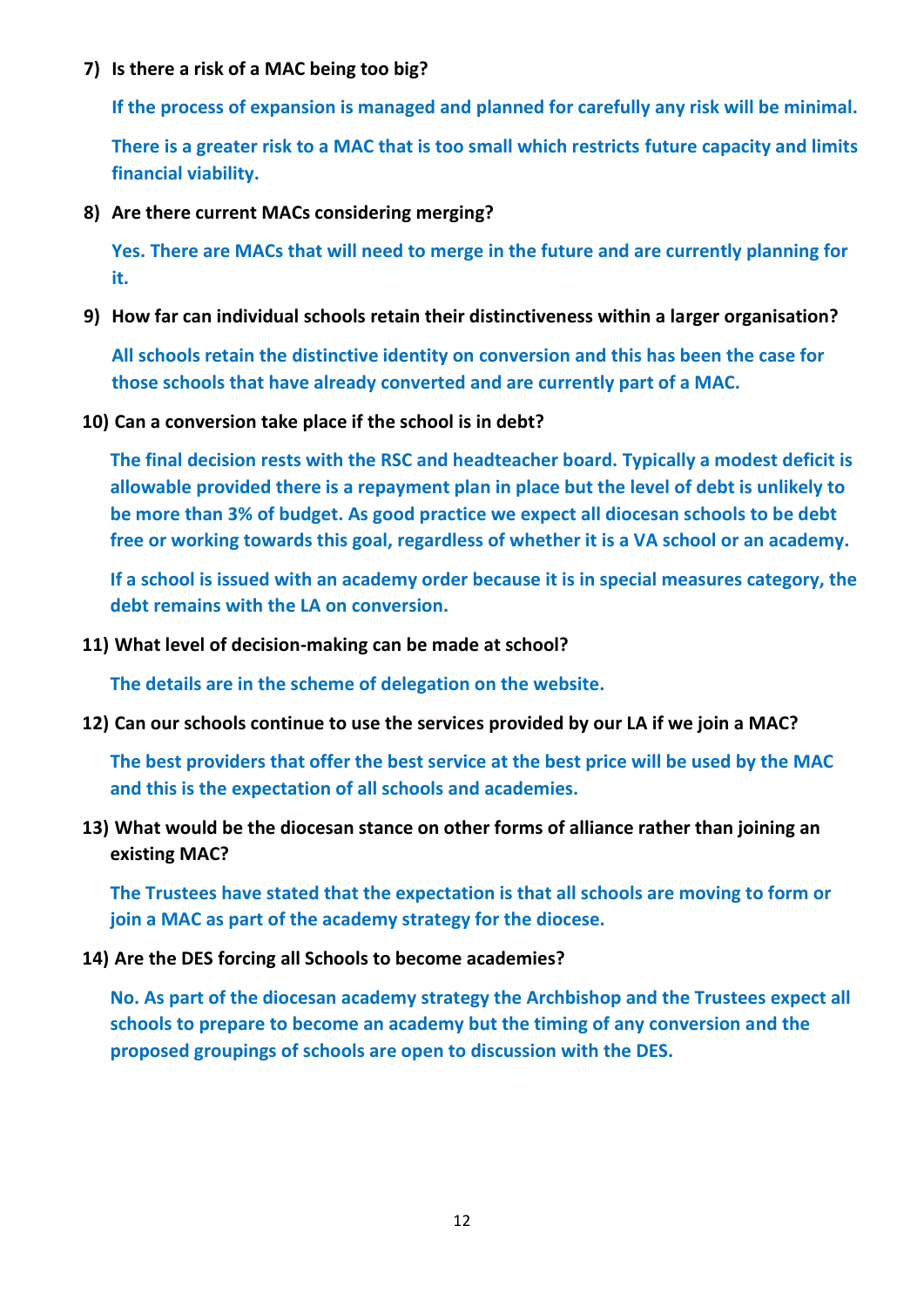7) **Is there a risk of a MAC being too big?**

   **If the process of expansion is managed and planned for carefully any risk will be minimal.**

   **There is a greater risk to a MAC that is too small which restricts future capacity and limits financial viability.**

8) **Are there current MACs considering merging?**

   **Yes. There are MACs that will need to merge in the future and are currently planning for it.**

9) **How far can individual schools retain their distinctiveness within a larger organisation?**

   **All schools retain the distinctive identity on conversion and this has been the case for those schools that have already converted and are currently part of a MAC.**

10) **Can a conversion take place if the school is in debt?**

    **The final decision rests with the RSC and headteacher board. Typically a modest deficit is allowable provided there is a repayment plan in place but the level of debt is unlikely to be more than 3% of budget. As good practice we expect all diocesan schools to be debt free or working towards this goal, regardless of whether it is a VA school or an academy.**

    **If a school is issued with an academy order because it is in special measures category, the debt remains with the LA on conversion.**

11) **What level of decision-making can be made at school?**

    **The details are in the scheme of delegation on the website.**

12) **Can our schools continue to use the services provided by our LA if we join a MAC?**

    **The best providers that offer the best service at the best price will be used by the MAC and this is the expectation of all schools and academies.**

13) **What would be the diocesan stance on other forms of alliance rather than joining an existing MAC?**

    **The Trustees have stated that the expectation is that all schools are moving to form or join a MAC as part of the academy strategy for the diocese.**

14) **Are the DES forcing all Schools to become academies?**

    **No. As part of the diocesan academy strategy the Archbishop and the Trustees expect all schools to prepare to become an academy but the timing of any conversion and the proposed groupings of schools are open to discussion with the DES.**